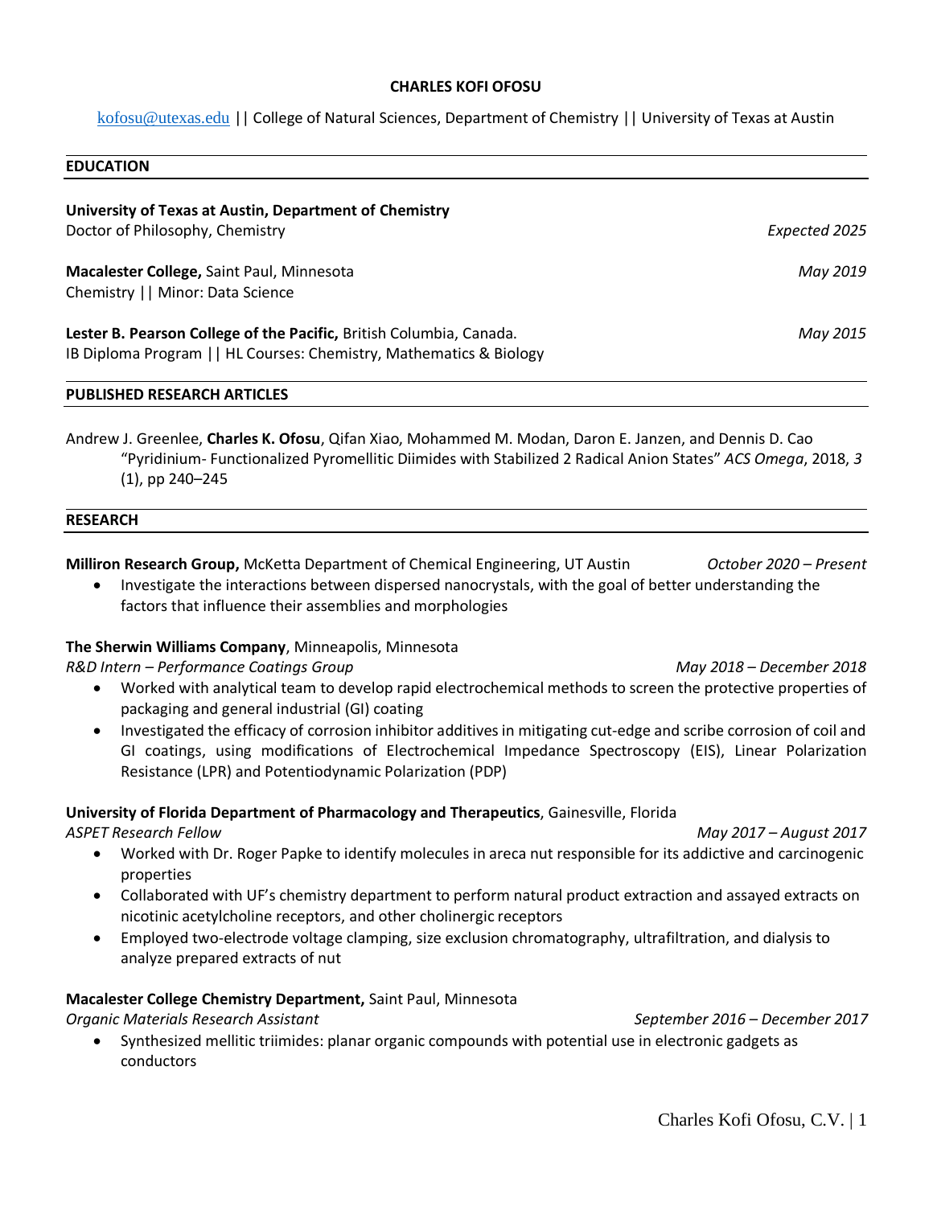# CHARLES KOFI OFOSU

kofosu@utexas.edu || College of Natural Sciences, Department of Chemistry || University of Texas at Austin

## EDUCATION

**University of Texas at Austin, Department of Chemistry**
Doctor of Philosophy, Chemistry — *Expected 2025*

**Macalester College,** Saint Paul, Minnesota — *May 2019*
Chemistry || Minor: Data Science

**Lester B. Pearson College of the Pacific,** British Columbia, Canada. — *May 2015*
IB Diploma Program || HL Courses: Chemistry, Mathematics & Biology

## PUBLISHED RESEARCH ARTICLES

Andrew J. Greenlee, **Charles K. Ofosu**, Qifan Xiao, Mohammed M. Modan, Daron E. Janzen, and Dennis D. Cao "Pyridinium- Functionalized Pyromellitic Diimides with Stabilized 2 Radical Anion States" *ACS Omega*, 2018, *3* (1), pp 240–245

## RESEARCH

**Milliron Research Group,** McKetta Department of Chemical Engineering, UT Austin — *October 2020 – Present*

- Investigate the interactions between dispersed nanocrystals, with the goal of better understanding the factors that influence their assemblies and morphologies

**The Sherwin Williams Company**, Minneapolis, Minnesota
*R&D Intern – Performance Coatings Group* — *May 2018 – December 2018*

- Worked with analytical team to develop rapid electrochemical methods to screen the protective properties of packaging and general industrial (GI) coating
- Investigated the efficacy of corrosion inhibitor additives in mitigating cut-edge and scribe corrosion of coil and GI coatings, using modifications of Electrochemical Impedance Spectroscopy (EIS), Linear Polarization Resistance (LPR) and Potentiodynamic Polarization (PDP)

**University of Florida Department of Pharmacology and Therapeutics**, Gainesville, Florida
*ASPET Research Fellow* — *May 2017 – August 2017*

- Worked with Dr. Roger Papke to identify molecules in areca nut responsible for its addictive and carcinogenic properties
- Collaborated with UF's chemistry department to perform natural product extraction and assayed extracts on nicotinic acetylcholine receptors, and other cholinergic receptors
- Employed two-electrode voltage clamping, size exclusion chromatography, ultrafiltration, and dialysis to analyze prepared extracts of nut

**Macalester College Chemistry Department,** Saint Paul, Minnesota
*Organic Materials Research Assistant* — *September 2016 – December 2017*

- Synthesized mellitic triimides: planar organic compounds with potential use in electronic gadgets as conductors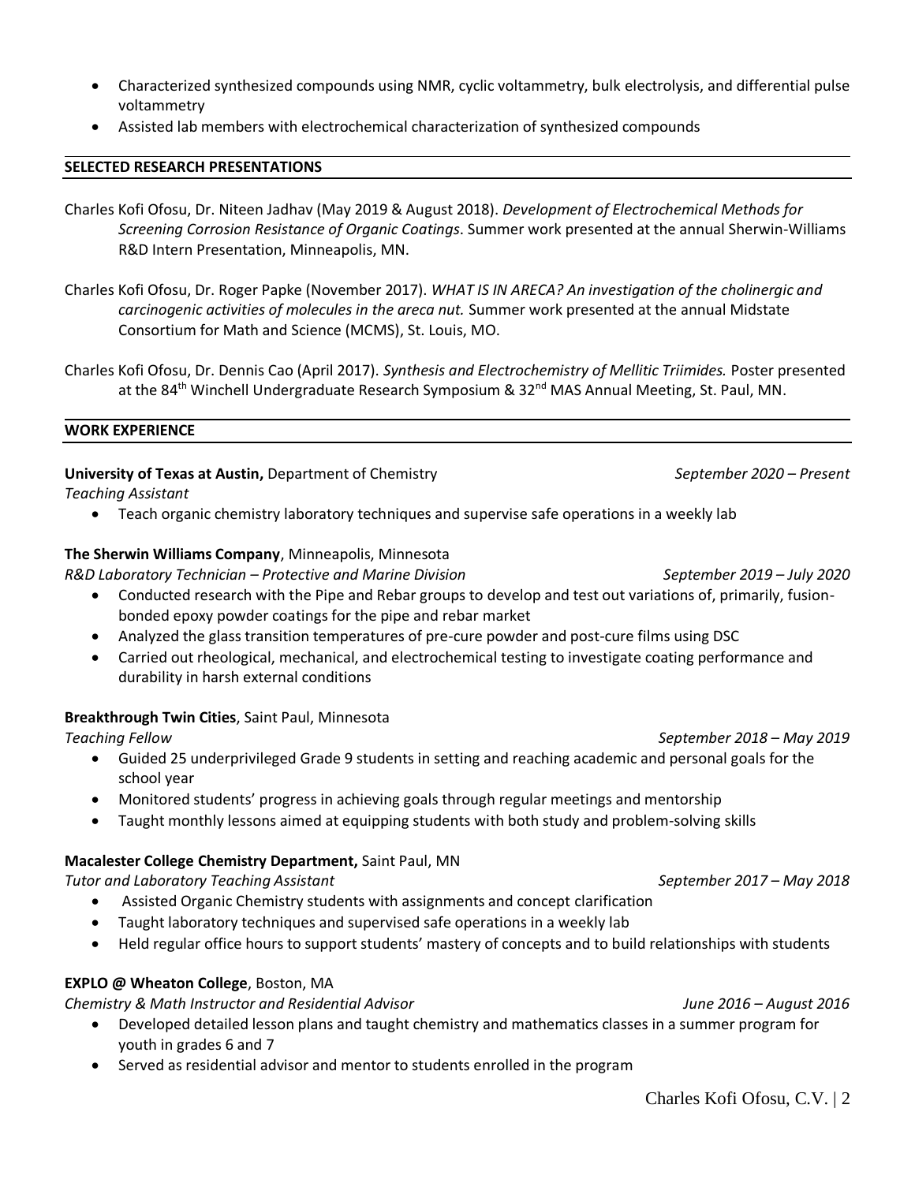- Characterized synthesized compounds using NMR, cyclic voltammetry, bulk electrolysis, and differential pulse voltammetry
- Assisted lab members with electrochemical characterization of synthesized compounds

## SELECTED RESEARCH PRESENTATIONS

Charles Kofi Ofosu, Dr. Niteen Jadhav (May 2019 & August 2018). *Development of Electrochemical Methods for Screening Corrosion Resistance of Organic Coatings*. Summer work presented at the annual Sherwin-Williams R&D Intern Presentation, Minneapolis, MN.

Charles Kofi Ofosu, Dr. Roger Papke (November 2017). *WHAT IS IN ARECA? An investigation of the cholinergic and carcinogenic activities of molecules in the areca nut.* Summer work presented at the annual Midstate Consortium for Math and Science (MCMS), St. Louis, MO.

Charles Kofi Ofosu, Dr. Dennis Cao (April 2017). *Synthesis and Electrochemistry of Mellitic Triimides.* Poster presented at the 84th Winchell Undergraduate Research Symposium & 32nd MAS Annual Meeting, St. Paul, MN.

## WORK EXPERIENCE

**University of Texas at Austin,** Department of Chemistry — *September 2020 – Present*
*Teaching Assistant*

- Teach organic chemistry laboratory techniques and supervise safe operations in a weekly lab

**The Sherwin Williams Company**, Minneapolis, Minnesota
*R&D Laboratory Technician – Protective and Marine Division* — *September 2019 – July 2020*

- Conducted research with the Pipe and Rebar groups to develop and test out variations of, primarily, fusion-bonded epoxy powder coatings for the pipe and rebar market
- Analyzed the glass transition temperatures of pre-cure powder and post-cure films using DSC
- Carried out rheological, mechanical, and electrochemical testing to investigate coating performance and durability in harsh external conditions

**Breakthrough Twin Cities**, Saint Paul, Minnesota
*Teaching Fellow* — *September 2018 – May 2019*

- Guided 25 underprivileged Grade 9 students in setting and reaching academic and personal goals for the school year
- Monitored students' progress in achieving goals through regular meetings and mentorship
- Taught monthly lessons aimed at equipping students with both study and problem-solving skills

**Macalester College Chemistry Department,** Saint Paul, MN
*Tutor and Laboratory Teaching Assistant* — *September 2017 – May 2018*

- Assisted Organic Chemistry students with assignments and concept clarification
- Taught laboratory techniques and supervised safe operations in a weekly lab
- Held regular office hours to support students' mastery of concepts and to build relationships with students

**EXPLO @ Wheaton College**, Boston, MA
*Chemistry & Math Instructor and Residential Advisor* — *June 2016 – August 2016*

- Developed detailed lesson plans and taught chemistry and mathematics classes in a summer program for youth in grades 6 and 7
- Served as residential advisor and mentor to students enrolled in the program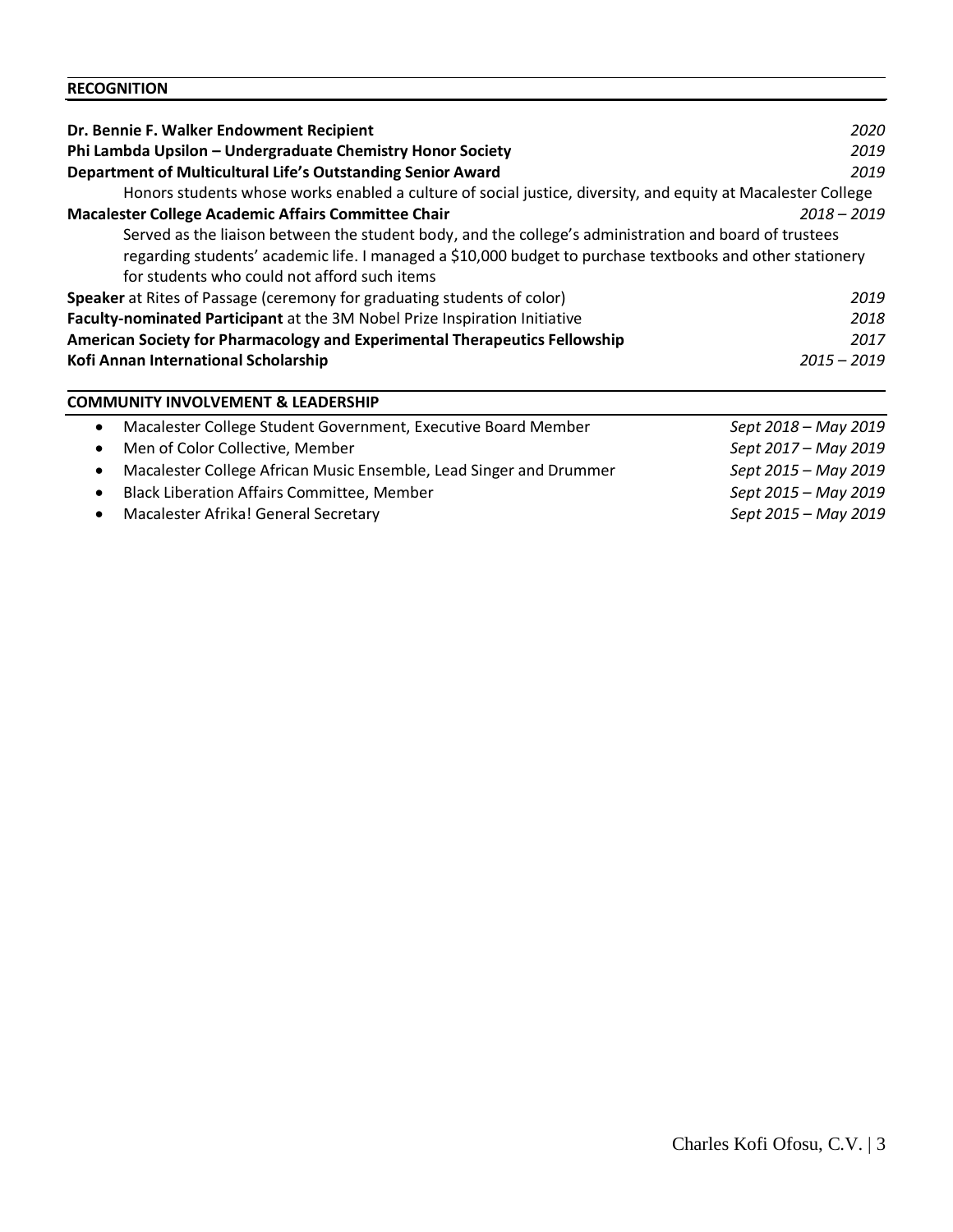## RECOGNITION

**Dr. Bennie F. Walker Endowment Recipient** *2020*

**Phi Lambda Upsilon – Undergraduate Chemistry Honor Society** *2019*

**Department of Multicultural Life's Outstanding Senior Award** *2019*

Honors students whose works enabled a culture of social justice, diversity, and equity at Macalester College

**Macalester College Academic Affairs Committee Chair** *2018 – 2019*

Served as the liaison between the student body, and the college's administration and board of trustees regarding students' academic life. I managed a $10,000 budget to purchase textbooks and other stationery for students who could not afford such items

**Speaker** at Rites of Passage (ceremony for graduating students of color) *2019*

**Faculty-nominated Participant** at the 3M Nobel Prize Inspiration Initiative *2018*

**American Society for Pharmacology and Experimental Therapeutics Fellowship** *2017*

**Kofi Annan International Scholarship** *2015 – 2019*

## COMMUNITY INVOLVEMENT & LEADERSHIP

- Macalester College Student Government, Executive Board Member *Sept 2018 – May 2019*
- Men of Color Collective, Member *Sept 2017 – May 2019*
- Macalester College African Music Ensemble, Lead Singer and Drummer *Sept 2015 – May 2019*
- Black Liberation Affairs Committee, Member *Sept 2015 – May 2019*
- Macalester Afrika! General Secretary *Sept 2015 – May 2019*